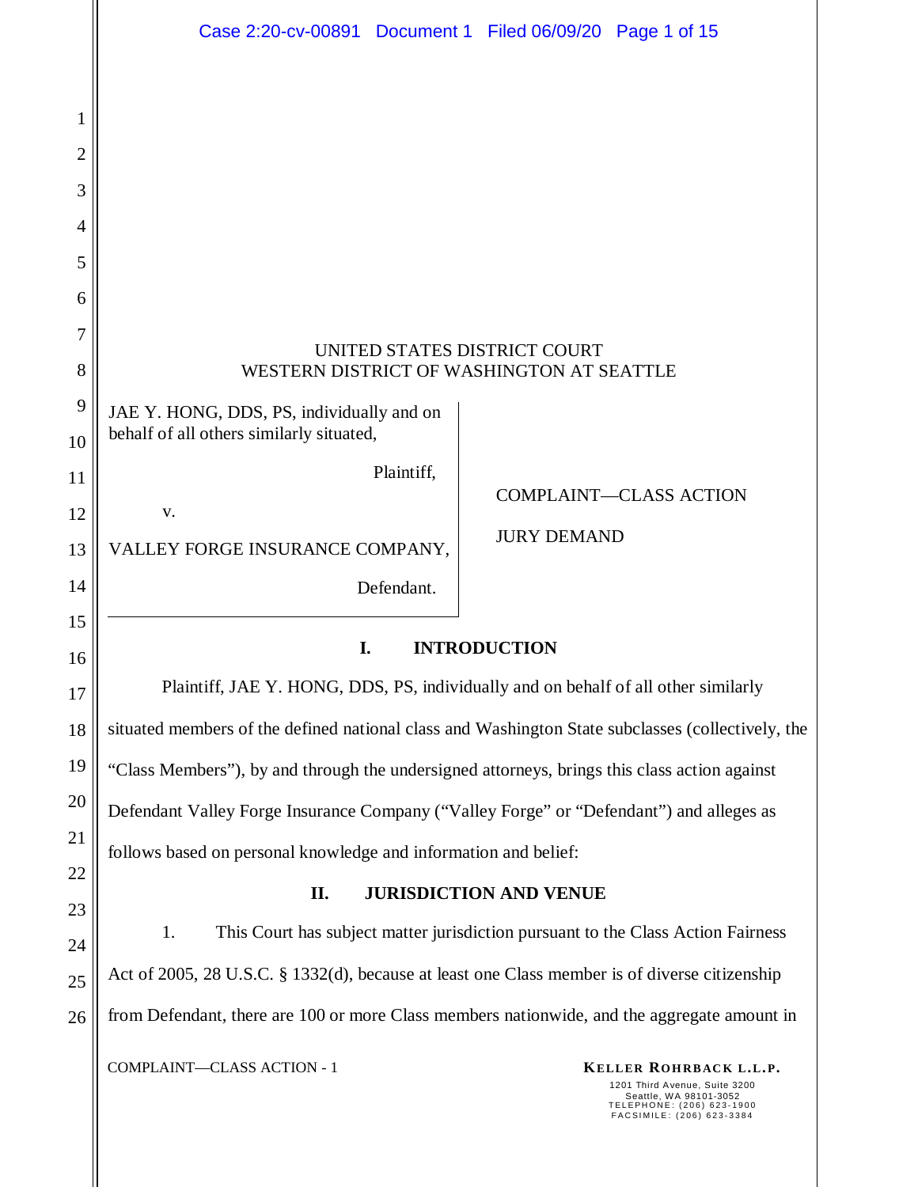UNITED STATES DISTRICT COURT
WESTERN DISTRICT OF WASHINGTON AT SEATTLE

JAE Y. HONG, DDS, PS, individually and on behalf of all others similarly situated,

Plaintiff,

v.

VALLEY FORGE INSURANCE COMPANY,

Defendant.

COMPLAINT—CLASS ACTION

JURY DEMAND

## I. INTRODUCTION

Plaintiff, JAE Y. HONG, DDS, PS, individually and on behalf of all other similarly situated members of the defined national class and Washington State subclasses (collectively, the "Class Members"), by and through the undersigned attorneys, brings this class action against Defendant Valley Forge Insurance Company ("Valley Forge" or "Defendant") and alleges as follows based on personal knowledge and information and belief:

## II. JURISDICTION AND VENUE

1. This Court has subject matter jurisdiction pursuant to the Class Action Fairness Act of 2005, 28 U.S.C. § 1332(d), because at least one Class member is of diverse citizenship from Defendant, there are 100 or more Class members nationwide, and the aggregate amount in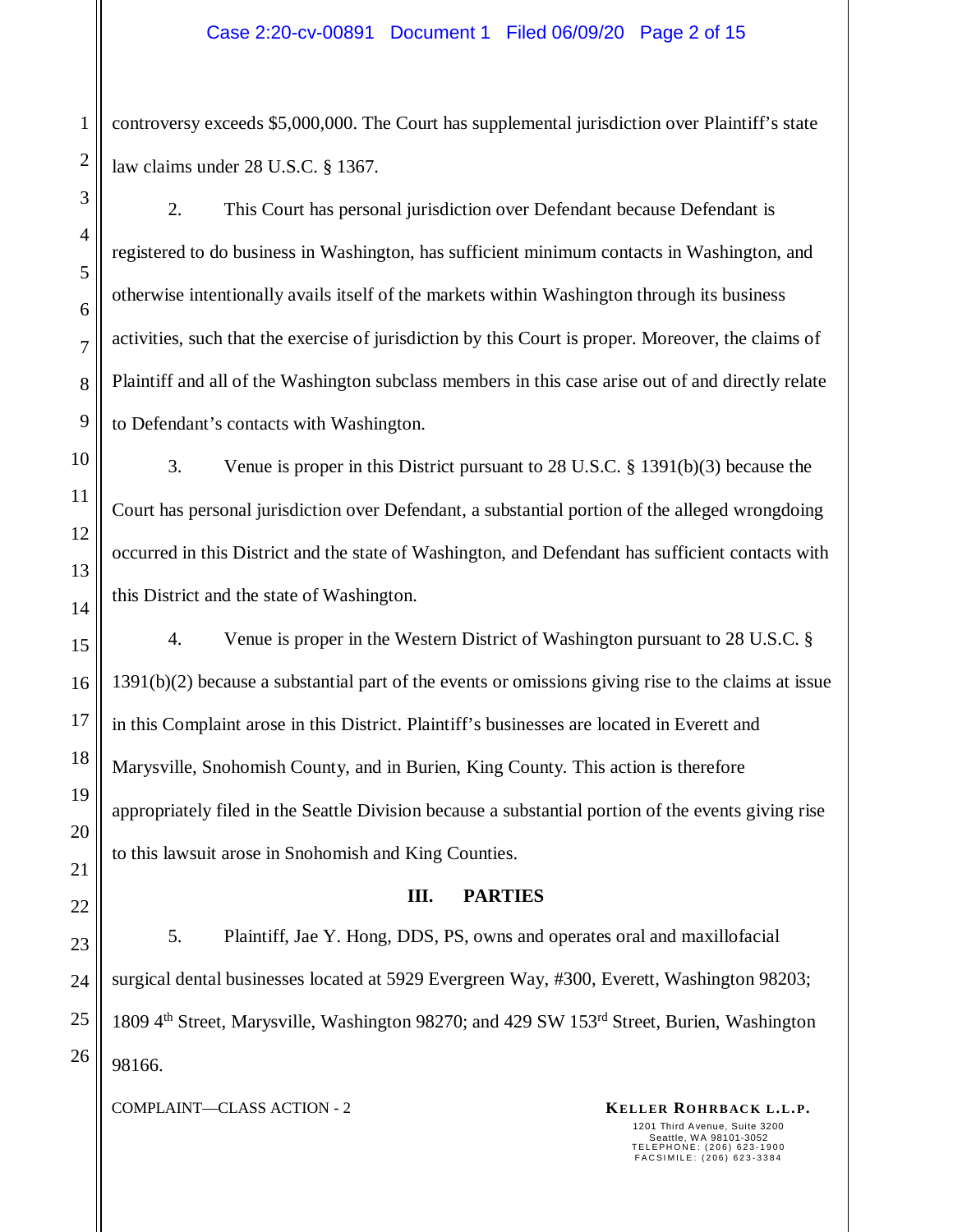controversy exceeds $5,000,000. The Court has supplemental jurisdiction over Plaintiff's state law claims under 28 U.S.C. § 1367.

2. This Court has personal jurisdiction over Defendant because Defendant is registered to do business in Washington, has sufficient minimum contacts in Washington, and otherwise intentionally avails itself of the markets within Washington through its business activities, such that the exercise of jurisdiction by this Court is proper. Moreover, the claims of Plaintiff and all of the Washington subclass members in this case arise out of and directly relate to Defendant's contacts with Washington.

3. Venue is proper in this District pursuant to 28 U.S.C. § 1391(b)(3) because the Court has personal jurisdiction over Defendant, a substantial portion of the alleged wrongdoing occurred in this District and the state of Washington, and Defendant has sufficient contacts with this District and the state of Washington.

4. Venue is proper in the Western District of Washington pursuant to 28 U.S.C. § 1391(b)(2) because a substantial part of the events or omissions giving rise to the claims at issue in this Complaint arose in this District. Plaintiff's businesses are located in Everett and Marysville, Snohomish County, and in Burien, King County. This action is therefore appropriately filed in the Seattle Division because a substantial portion of the events giving rise to this lawsuit arose in Snohomish and King Counties.

## III. PARTIES

5. Plaintiff, Jae Y. Hong, DDS, PS, owns and operates oral and maxillofacial surgical dental businesses located at 5929 Evergreen Way, #300, Everett, Washington 98203; 1809 4th Street, Marysville, Washington 98270; and 429 SW 153rd Street, Burien, Washington 98166.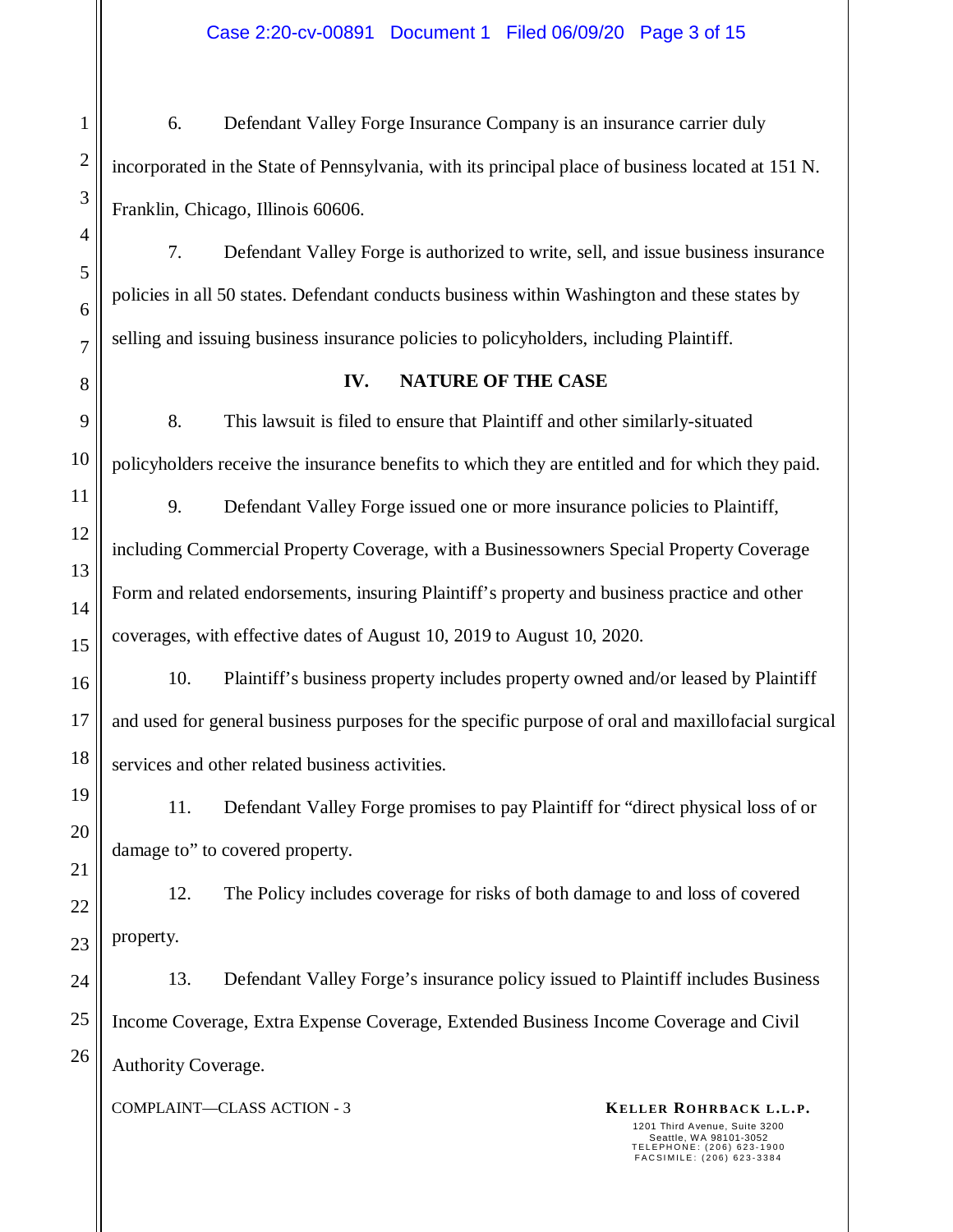6. Defendant Valley Forge Insurance Company is an insurance carrier duly incorporated in the State of Pennsylvania, with its principal place of business located at 151 N. Franklin, Chicago, Illinois 60606.

7. Defendant Valley Forge is authorized to write, sell, and issue business insurance policies in all 50 states. Defendant conducts business within Washington and these states by selling and issuing business insurance policies to policyholders, including Plaintiff.

## IV. NATURE OF THE CASE

8. This lawsuit is filed to ensure that Plaintiff and other similarly-situated policyholders receive the insurance benefits to which they are entitled and for which they paid.

9. Defendant Valley Forge issued one or more insurance policies to Plaintiff, including Commercial Property Coverage, with a Businessowners Special Property Coverage Form and related endorsements, insuring Plaintiff's property and business practice and other coverages, with effective dates of August 10, 2019 to August 10, 2020.

10. Plaintiff's business property includes property owned and/or leased by Plaintiff and used for general business purposes for the specific purpose of oral and maxillofacial surgical services and other related business activities.

11. Defendant Valley Forge promises to pay Plaintiff for "direct physical loss of or damage to" to covered property.

12. The Policy includes coverage for risks of both damage to and loss of covered property.

13. Defendant Valley Forge's insurance policy issued to Plaintiff includes Business Income Coverage, Extra Expense Coverage, Extended Business Income Coverage and Civil Authority Coverage.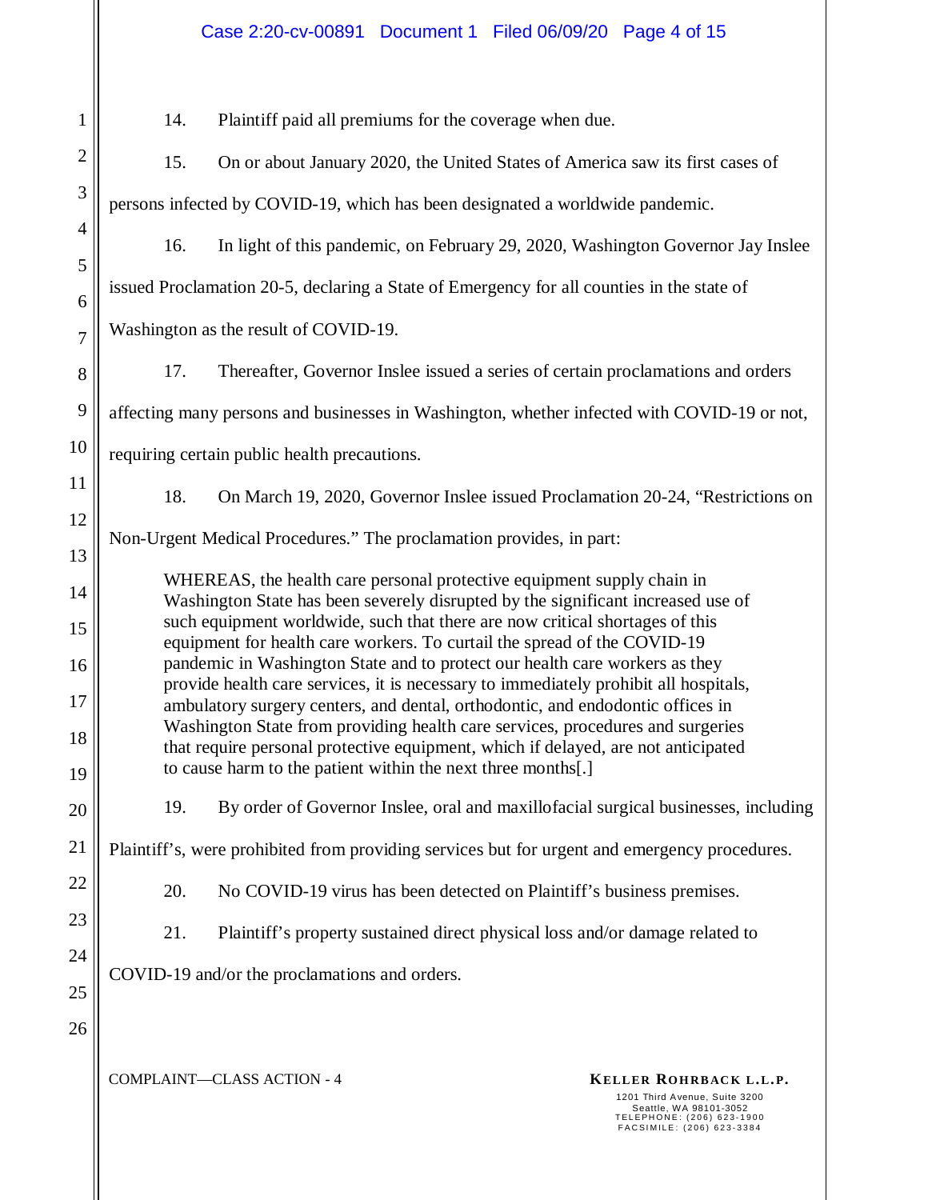14. Plaintiff paid all premiums for the coverage when due.

15. On or about January 2020, the United States of America saw its first cases of persons infected by COVID-19, which has been designated a worldwide pandemic.

16. In light of this pandemic, on February 29, 2020, Washington Governor Jay Inslee issued Proclamation 20-5, declaring a State of Emergency for all counties in the state of Washington as the result of COVID-19.

17. Thereafter, Governor Inslee issued a series of certain proclamations and orders affecting many persons and businesses in Washington, whether infected with COVID-19 or not, requiring certain public health precautions.

18. On March 19, 2020, Governor Inslee issued Proclamation 20-24, "Restrictions on Non-Urgent Medical Procedures." The proclamation provides, in part:

> WHEREAS, the health care personal protective equipment supply chain in Washington State has been severely disrupted by the significant increased use of such equipment worldwide, such that there are now critical shortages of this equipment for health care workers. To curtail the spread of the COVID-19 pandemic in Washington State and to protect our health care workers as they provide health care services, it is necessary to immediately prohibit all hospitals, ambulatory surgery centers, and dental, orthodontic, and endodontic offices in Washington State from providing health care services, procedures and surgeries that require personal protective equipment, which if delayed, are not anticipated to cause harm to the patient within the next three months[.]

19. By order of Governor Inslee, oral and maxillofacial surgical businesses, including Plaintiff's, were prohibited from providing services but for urgent and emergency procedures.

20. No COVID-19 virus has been detected on Plaintiff's business premises.

21. Plaintiff's property sustained direct physical loss and/or damage related to COVID-19 and/or the proclamations and orders.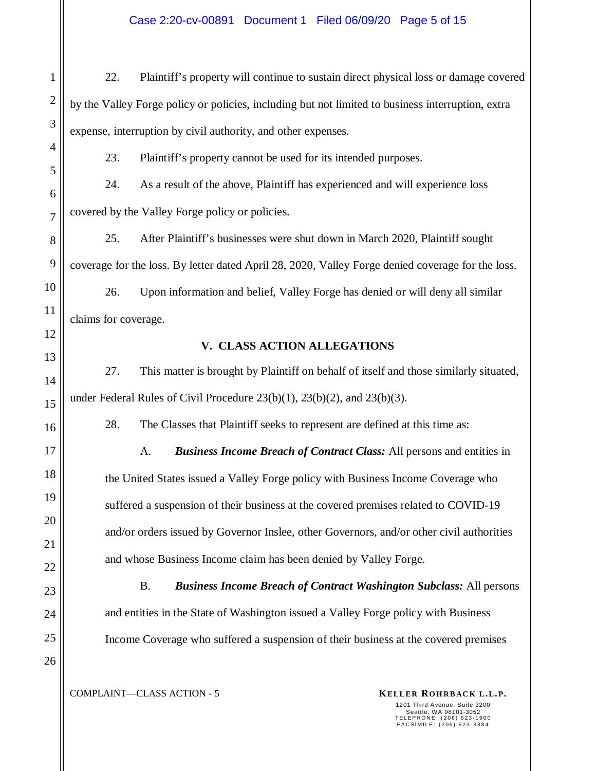22. Plaintiff's property will continue to sustain direct physical loss or damage covered by the Valley Forge policy or policies, including but not limited to business interruption, extra expense, interruption by civil authority, and other expenses.

23. Plaintiff's property cannot be used for its intended purposes.

24. As a result of the above, Plaintiff has experienced and will experience loss covered by the Valley Forge policy or policies.

25. After Plaintiff's businesses were shut down in March 2020, Plaintiff sought coverage for the loss. By letter dated April 28, 2020, Valley Forge denied coverage for the loss.

26. Upon information and belief, Valley Forge has denied or will deny all similar claims for coverage.

## V. CLASS ACTION ALLEGATIONS

27. This matter is brought by Plaintiff on behalf of itself and those similarly situated, under Federal Rules of Civil Procedure 23(b)(1), 23(b)(2), and 23(b)(3).

28. The Classes that Plaintiff seeks to represent are defined at this time as:

A. ***Business Income Breach of Contract Class:*** All persons and entities in the United States issued a Valley Forge policy with Business Income Coverage who suffered a suspension of their business at the covered premises related to COVID-19 and/or orders issued by Governor Inslee, other Governors, and/or other civil authorities and whose Business Income claim has been denied by Valley Forge.

B. ***Business Income Breach of Contract Washington Subclass:*** All persons and entities in the State of Washington issued a Valley Forge policy with Business Income Coverage who suffered a suspension of their business at the covered premises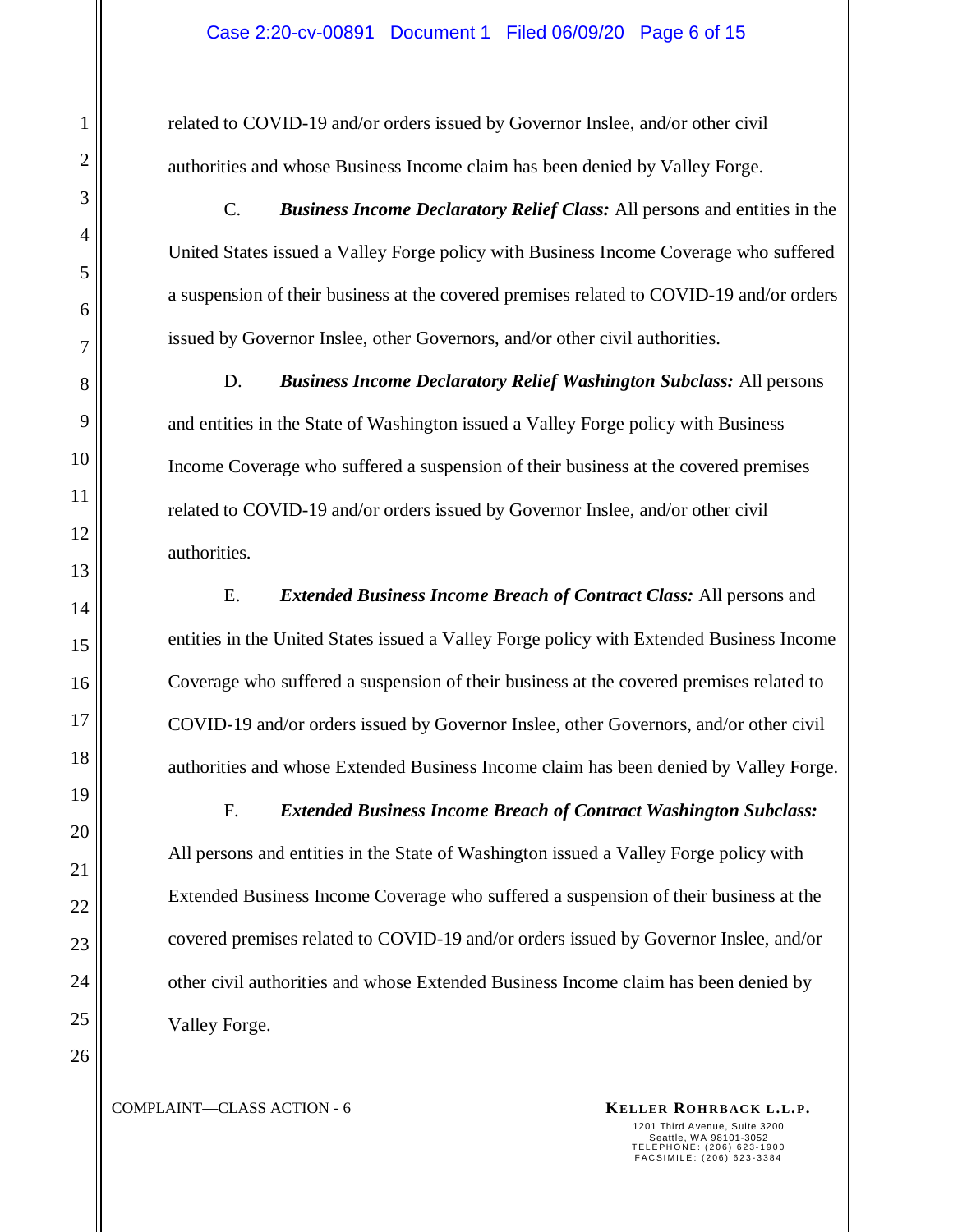related to COVID-19 and/or orders issued by Governor Inslee, and/or other civil authorities and whose Business Income claim has been denied by Valley Forge.

C. ***Business Income Declaratory Relief Class:*** All persons and entities in the United States issued a Valley Forge policy with Business Income Coverage who suffered a suspension of their business at the covered premises related to COVID-19 and/or orders issued by Governor Inslee, other Governors, and/or other civil authorities.

D. ***Business Income Declaratory Relief Washington Subclass:*** All persons and entities in the State of Washington issued a Valley Forge policy with Business Income Coverage who suffered a suspension of their business at the covered premises related to COVID-19 and/or orders issued by Governor Inslee, and/or other civil authorities.

E. ***Extended Business Income Breach of Contract Class:*** All persons and entities in the United States issued a Valley Forge policy with Extended Business Income Coverage who suffered a suspension of their business at the covered premises related to COVID-19 and/or orders issued by Governor Inslee, other Governors, and/or other civil authorities and whose Extended Business Income claim has been denied by Valley Forge.

F. ***Extended Business Income Breach of Contract Washington Subclass:*** All persons and entities in the State of Washington issued a Valley Forge policy with Extended Business Income Coverage who suffered a suspension of their business at the covered premises related to COVID-19 and/or orders issued by Governor Inslee, and/or other civil authorities and whose Extended Business Income claim has been denied by Valley Forge.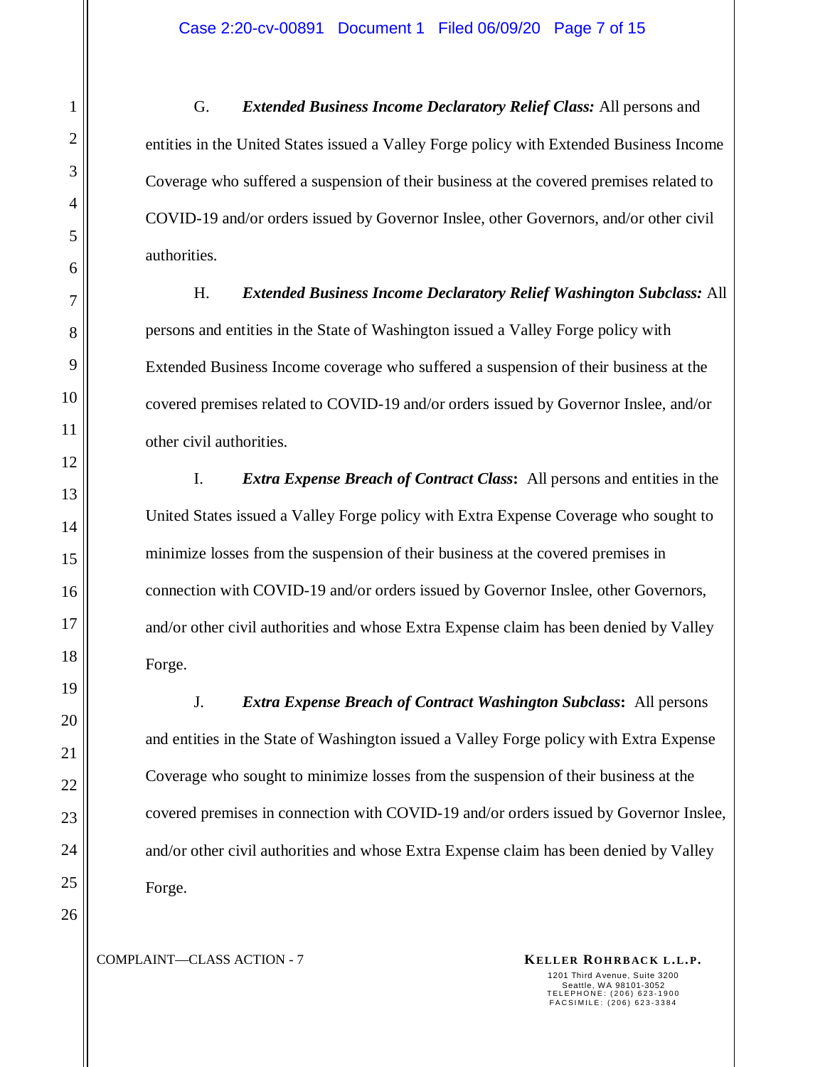G. ***Extended Business Income Declaratory Relief Class:*** All persons and entities in the United States issued a Valley Forge policy with Extended Business Income Coverage who suffered a suspension of their business at the covered premises related to COVID-19 and/or orders issued by Governor Inslee, other Governors, and/or other civil authorities.

H. ***Extended Business Income Declaratory Relief Washington Subclass:*** All persons and entities in the State of Washington issued a Valley Forge policy with Extended Business Income coverage who suffered a suspension of their business at the covered premises related to COVID-19 and/or orders issued by Governor Inslee, and/or other civil authorities.

I. ***Extra Expense Breach of Contract Class*****:** All persons and entities in the United States issued a Valley Forge policy with Extra Expense Coverage who sought to minimize losses from the suspension of their business at the covered premises in connection with COVID-19 and/or orders issued by Governor Inslee, other Governors, and/or other civil authorities and whose Extra Expense claim has been denied by Valley Forge.

J. ***Extra Expense Breach of Contract Washington Subclass*****:** All persons and entities in the State of Washington issued a Valley Forge policy with Extra Expense Coverage who sought to minimize losses from the suspension of their business at the covered premises in connection with COVID-19 and/or orders issued by Governor Inslee, and/or other civil authorities and whose Extra Expense claim has been denied by Valley Forge.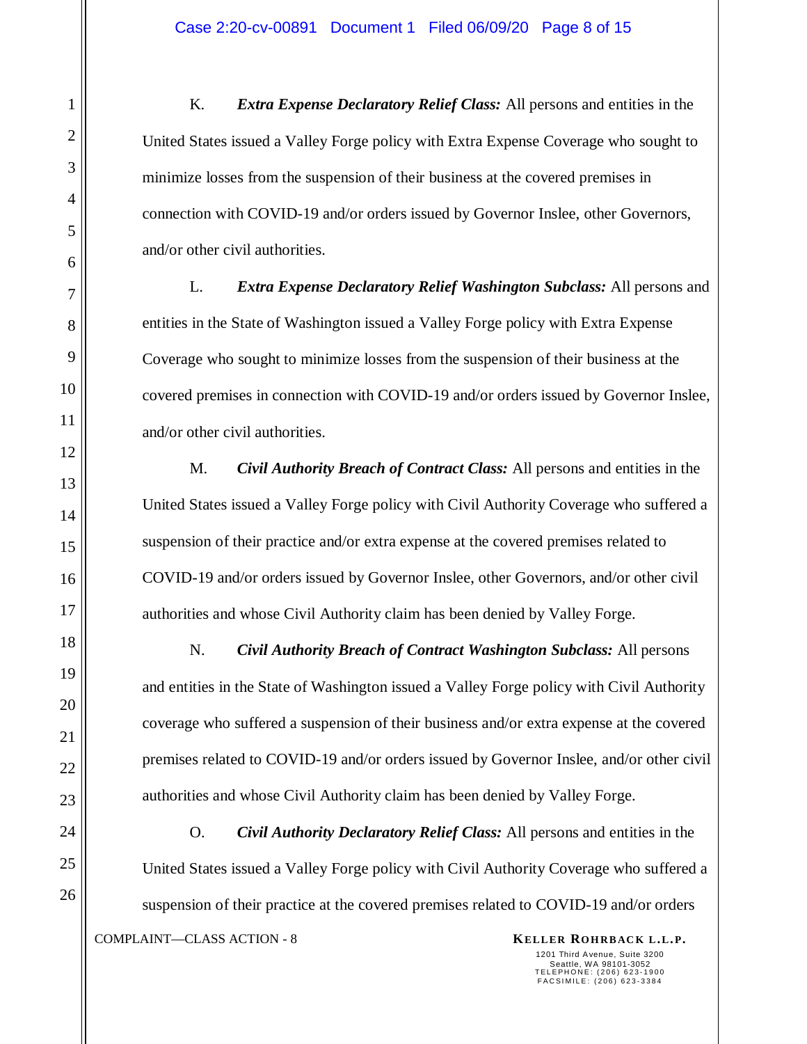K. ***Extra Expense Declaratory Relief Class:*** All persons and entities in the United States issued a Valley Forge policy with Extra Expense Coverage who sought to minimize losses from the suspension of their business at the covered premises in connection with COVID-19 and/or orders issued by Governor Inslee, other Governors, and/or other civil authorities.

L. ***Extra Expense Declaratory Relief Washington Subclass:*** All persons and entities in the State of Washington issued a Valley Forge policy with Extra Expense Coverage who sought to minimize losses from the suspension of their business at the covered premises in connection with COVID-19 and/or orders issued by Governor Inslee, and/or other civil authorities.

M. ***Civil Authority Breach of Contract Class:*** All persons and entities in the United States issued a Valley Forge policy with Civil Authority Coverage who suffered a suspension of their practice and/or extra expense at the covered premises related to COVID-19 and/or orders issued by Governor Inslee, other Governors, and/or other civil authorities and whose Civil Authority claim has been denied by Valley Forge.

N. ***Civil Authority Breach of Contract Washington Subclass:*** All persons and entities in the State of Washington issued a Valley Forge policy with Civil Authority coverage who suffered a suspension of their business and/or extra expense at the covered premises related to COVID-19 and/or orders issued by Governor Inslee, and/or other civil authorities and whose Civil Authority claim has been denied by Valley Forge.

O. ***Civil Authority Declaratory Relief Class:*** All persons and entities in the United States issued a Valley Forge policy with Civil Authority Coverage who suffered a suspension of their practice at the covered premises related to COVID-19 and/or orders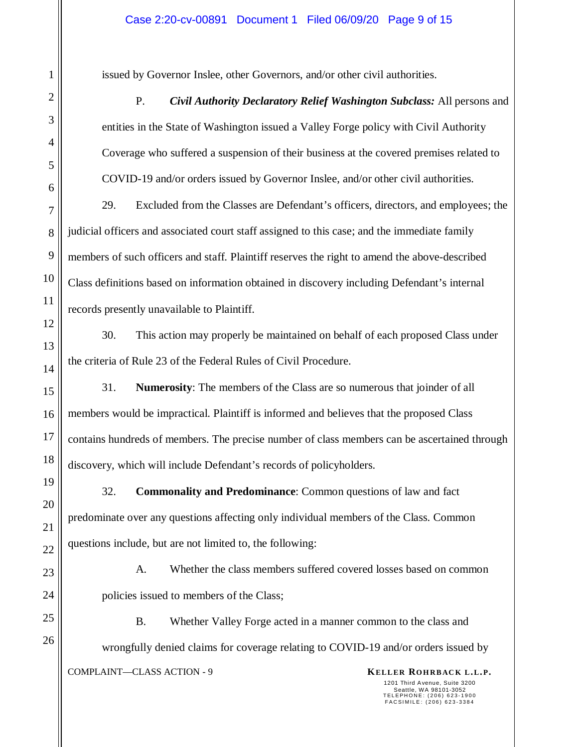issued by Governor Inslee, other Governors, and/or other civil authorities.

P. ***Civil Authority Declaratory Relief Washington Subclass:*** All persons and entities in the State of Washington issued a Valley Forge policy with Civil Authority Coverage who suffered a suspension of their business at the covered premises related to COVID-19 and/or orders issued by Governor Inslee, and/or other civil authorities.

29. Excluded from the Classes are Defendant's officers, directors, and employees; the judicial officers and associated court staff assigned to this case; and the immediate family members of such officers and staff. Plaintiff reserves the right to amend the above-described Class definitions based on information obtained in discovery including Defendant's internal records presently unavailable to Plaintiff.

30. This action may properly be maintained on behalf of each proposed Class under the criteria of Rule 23 of the Federal Rules of Civil Procedure.

31. **Numerosity**: The members of the Class are so numerous that joinder of all members would be impractical. Plaintiff is informed and believes that the proposed Class contains hundreds of members. The precise number of class members can be ascertained through discovery, which will include Defendant's records of policyholders.

32. **Commonality and Predominance**: Common questions of law and fact predominate over any questions affecting only individual members of the Class. Common questions include, but are not limited to, the following:

A. Whether the class members suffered covered losses based on common policies issued to members of the Class;

B. Whether Valley Forge acted in a manner common to the class and wrongfully denied claims for coverage relating to COVID-19 and/or orders issued by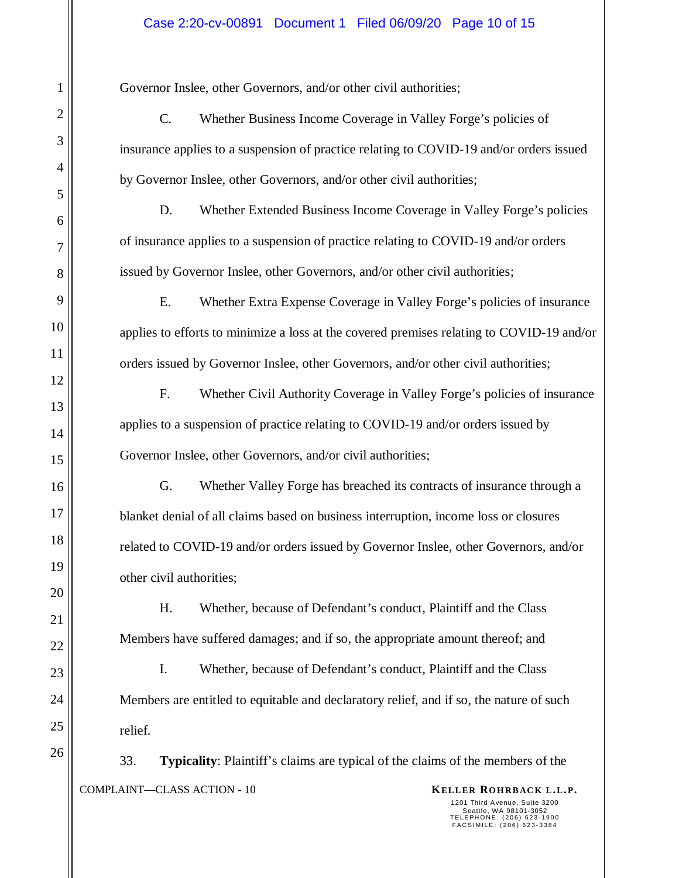Governor Inslee, other Governors, and/or other civil authorities;

C. Whether Business Income Coverage in Valley Forge's policies of insurance applies to a suspension of practice relating to COVID-19 and/or orders issued by Governor Inslee, other Governors, and/or other civil authorities;

D. Whether Extended Business Income Coverage in Valley Forge's policies of insurance applies to a suspension of practice relating to COVID-19 and/or orders issued by Governor Inslee, other Governors, and/or other civil authorities;

E. Whether Extra Expense Coverage in Valley Forge's policies of insurance applies to efforts to minimize a loss at the covered premises relating to COVID-19 and/or orders issued by Governor Inslee, other Governors, and/or other civil authorities;

F. Whether Civil Authority Coverage in Valley Forge's policies of insurance applies to a suspension of practice relating to COVID-19 and/or orders issued by Governor Inslee, other Governors, and/or civil authorities;

G. Whether Valley Forge has breached its contracts of insurance through a blanket denial of all claims based on business interruption, income loss or closures related to COVID-19 and/or orders issued by Governor Inslee, other Governors, and/or other civil authorities;

H. Whether, because of Defendant's conduct, Plaintiff and the Class Members have suffered damages; and if so, the appropriate amount thereof; and

I. Whether, because of Defendant's conduct, Plaintiff and the Class Members are entitled to equitable and declaratory relief, and if so, the nature of such relief.

33. **Typicality**: Plaintiff's claims are typical of the claims of the members of the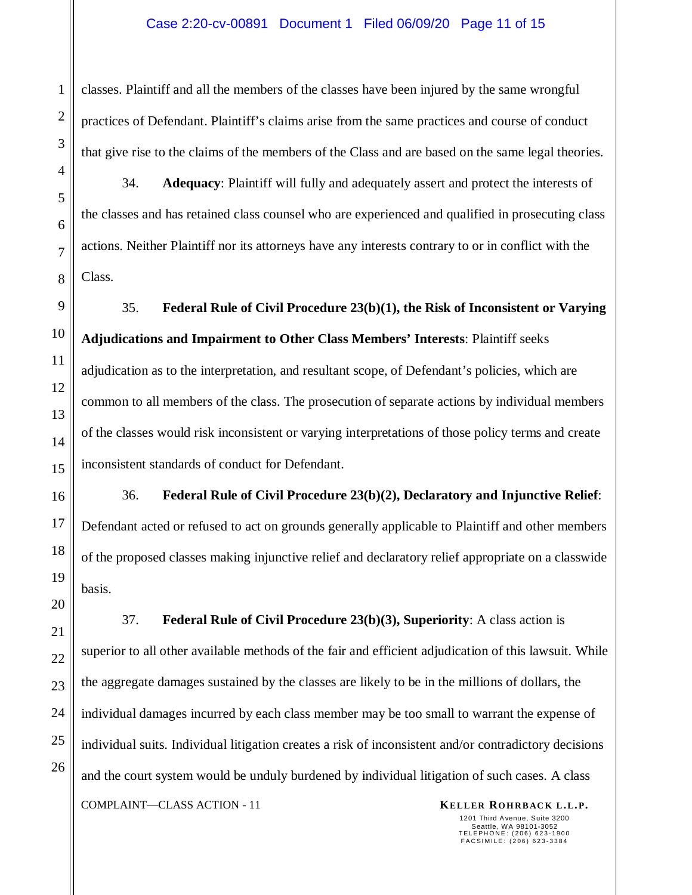classes. Plaintiff and all the members of the classes have been injured by the same wrongful practices of Defendant. Plaintiff's claims arise from the same practices and course of conduct that give rise to the claims of the members of the Class and are based on the same legal theories.

34. **Adequacy**: Plaintiff will fully and adequately assert and protect the interests of the classes and has retained class counsel who are experienced and qualified in prosecuting class actions. Neither Plaintiff nor its attorneys have any interests contrary to or in conflict with the Class.

35. **Federal Rule of Civil Procedure 23(b)(1), the Risk of Inconsistent or Varying Adjudications and Impairment to Other Class Members' Interests**: Plaintiff seeks adjudication as to the interpretation, and resultant scope, of Defendant's policies, which are common to all members of the class. The prosecution of separate actions by individual members of the classes would risk inconsistent or varying interpretations of those policy terms and create inconsistent standards of conduct for Defendant.

36. **Federal Rule of Civil Procedure 23(b)(2), Declaratory and Injunctive Relief**: Defendant acted or refused to act on grounds generally applicable to Plaintiff and other members of the proposed classes making injunctive relief and declaratory relief appropriate on a classwide basis.

37. **Federal Rule of Civil Procedure 23(b)(3), Superiority**: A class action is superior to all other available methods of the fair and efficient adjudication of this lawsuit. While the aggregate damages sustained by the classes are likely to be in the millions of dollars, the individual damages incurred by each class member may be too small to warrant the expense of individual suits. Individual litigation creates a risk of inconsistent and/or contradictory decisions and the court system would be unduly burdened by individual litigation of such cases. A class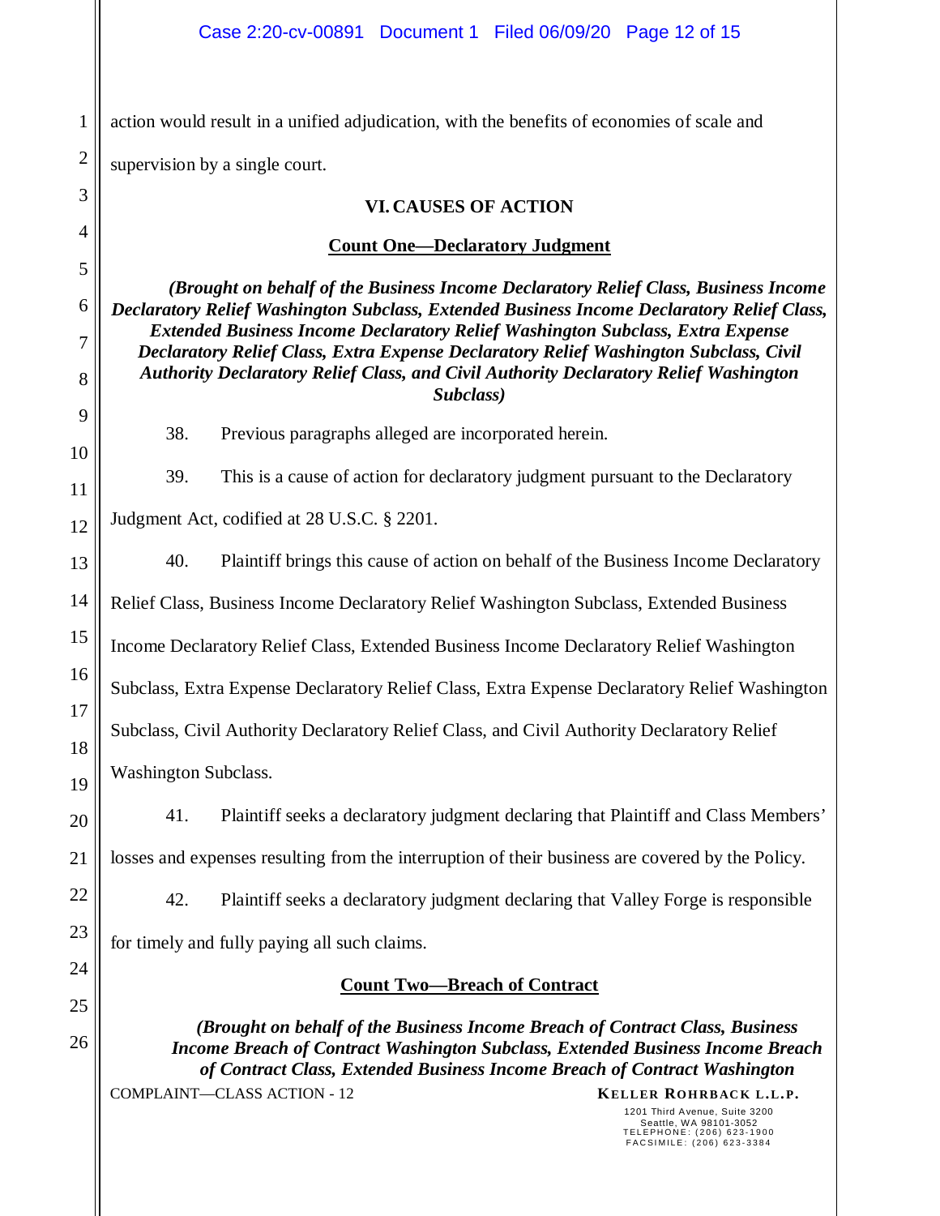action would result in a unified adjudication, with the benefits of economies of scale and supervision by a single court.

## VI. CAUSES OF ACTION

### Count One—Declaratory Judgment

***(Brought on behalf of the Business Income Declaratory Relief Class, Business Income Declaratory Relief Washington Subclass, Extended Business Income Declaratory Relief Class, Extended Business Income Declaratory Relief Washington Subclass, Extra Expense Declaratory Relief Class, Extra Expense Declaratory Relief Washington Subclass, Civil Authority Declaratory Relief Class, and Civil Authority Declaratory Relief Washington Subclass)***

38. Previous paragraphs alleged are incorporated herein.

39. This is a cause of action for declaratory judgment pursuant to the Declaratory Judgment Act, codified at 28 U.S.C. § 2201.

40. Plaintiff brings this cause of action on behalf of the Business Income Declaratory Relief Class, Business Income Declaratory Relief Washington Subclass, Extended Business Income Declaratory Relief Class, Extended Business Income Declaratory Relief Washington Subclass, Extra Expense Declaratory Relief Class, Extra Expense Declaratory Relief Washington Subclass, Civil Authority Declaratory Relief Class, and Civil Authority Declaratory Relief Washington Subclass.

41. Plaintiff seeks a declaratory judgment declaring that Plaintiff and Class Members' losses and expenses resulting from the interruption of their business are covered by the Policy.

42. Plaintiff seeks a declaratory judgment declaring that Valley Forge is responsible for timely and fully paying all such claims.

### Count Two—Breach of Contract

***(Brought on behalf of the Business Income Breach of Contract Class, Business Income Breach of Contract Washington Subclass, Extended Business Income Breach of Contract Class, Extended Business Income Breach of Contract Washington***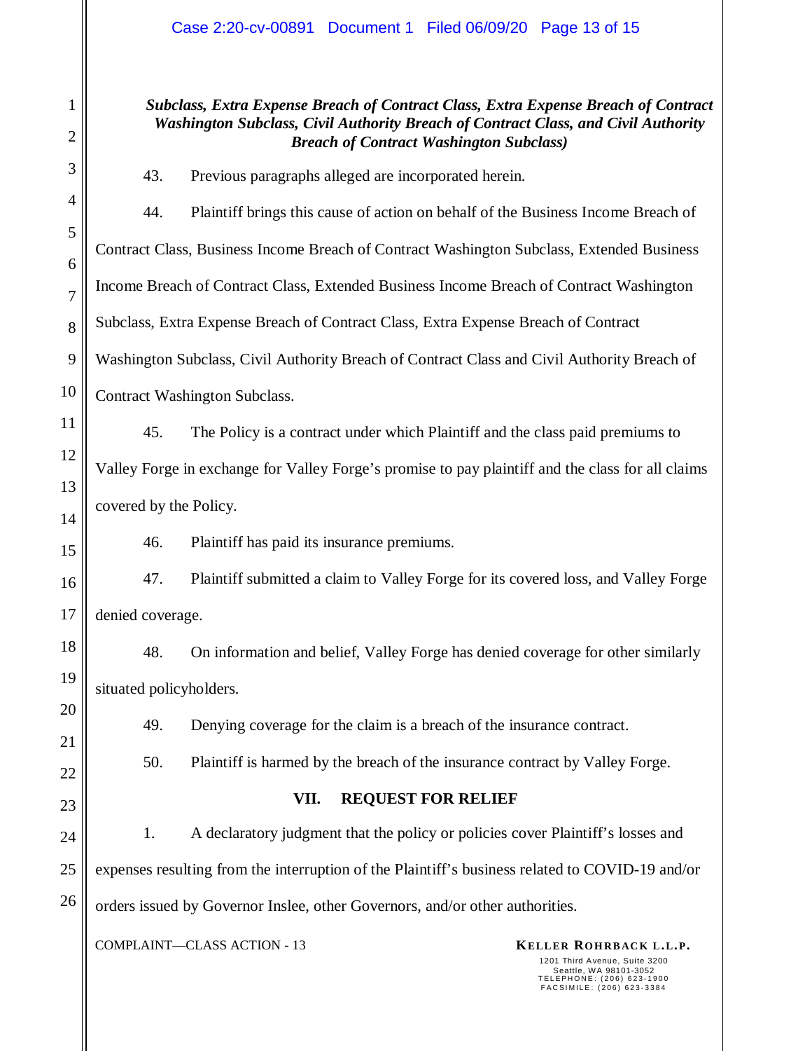***Subclass, Extra Expense Breach of Contract Class, Extra Expense Breach of Contract Washington Subclass, Civil Authority Breach of Contract Class, and Civil Authority Breach of Contract Washington Subclass)***

43. Previous paragraphs alleged are incorporated herein.

44. Plaintiff brings this cause of action on behalf of the Business Income Breach of Contract Class, Business Income Breach of Contract Washington Subclass, Extended Business Income Breach of Contract Class, Extended Business Income Breach of Contract Washington Subclass, Extra Expense Breach of Contract Class, Extra Expense Breach of Contract Washington Subclass, Civil Authority Breach of Contract Class and Civil Authority Breach of Contract Washington Subclass.

45. The Policy is a contract under which Plaintiff and the class paid premiums to Valley Forge in exchange for Valley Forge's promise to pay plaintiff and the class for all claims covered by the Policy.

46. Plaintiff has paid its insurance premiums.

47. Plaintiff submitted a claim to Valley Forge for its covered loss, and Valley Forge denied coverage.

48. On information and belief, Valley Forge has denied coverage for other similarly situated policyholders.

49. Denying coverage for the claim is a breach of the insurance contract.

50. Plaintiff is harmed by the breach of the insurance contract by Valley Forge.

## VII. REQUEST FOR RELIEF

1. A declaratory judgment that the policy or policies cover Plaintiff's losses and expenses resulting from the interruption of the Plaintiff's business related to COVID-19 and/or orders issued by Governor Inslee, other Governors, and/or other authorities.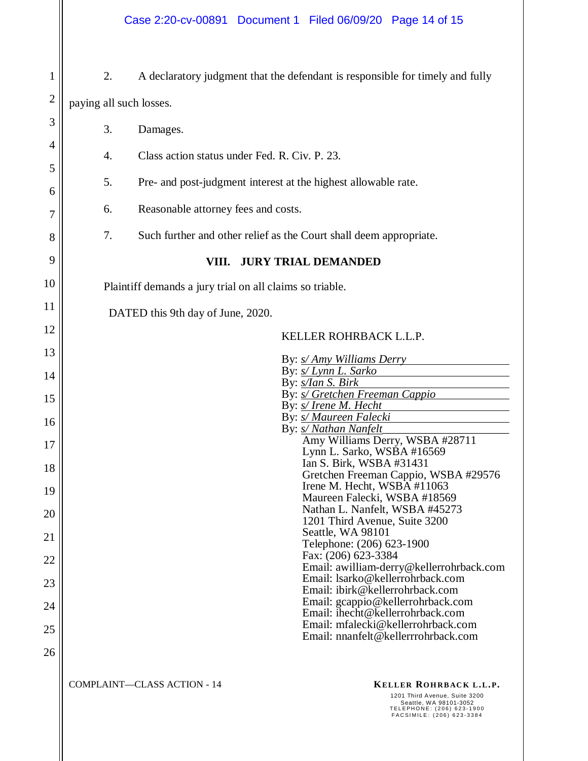2. A declaratory judgment that the defendant is responsible for timely and fully paying all such losses.

3. Damages.

4. Class action status under Fed. R. Civ. P. 23.

5. Pre- and post-judgment interest at the highest allowable rate.

6. Reasonable attorney fees and costs.

7. Such further and other relief as the Court shall deem appropriate.

## VIII. JURY TRIAL DEMANDED

Plaintiff demands a jury trial on all claims so triable.

DATED this 9th day of June, 2020.

KELLER ROHRBACK L.L.P.

By: *s/ Amy Williams Derry*
By: *s/ Lynn L. Sarko*
By: *s/Ian S. Birk*
By: *s/ Gretchen Freeman Cappio*
By: *s/ Irene M. Hecht*
By: *s/ Maureen Falecki*
By: *s/ Nathan Nanfelt*

Amy Williams Derry, WSBA #28711
Lynn L. Sarko, WSBA #16569
Ian S. Birk, WSBA #31431
Gretchen Freeman Cappio, WSBA #29576
Irene M. Hecht, WSBA #11063
Maureen Falecki, WSBA #18569
Nathan L. Nanfelt, WSBA #45273
1201 Third Avenue, Suite 3200
Seattle, WA 98101
Telephone: (206) 623-1900
Fax: (206) 623-3384
Email: awilliam-derry@kellerrohrback.com
Email: lsarko@kellerrohrback.com
Email: ibirk@kellerrohrback.com
Email: gcappio@kellerrohrback.com
Email: ihecht@kellerrohrback.com
Email: mfalecki@kellerrohrback.com
Email: nnanfelt@kellerrrohrback.com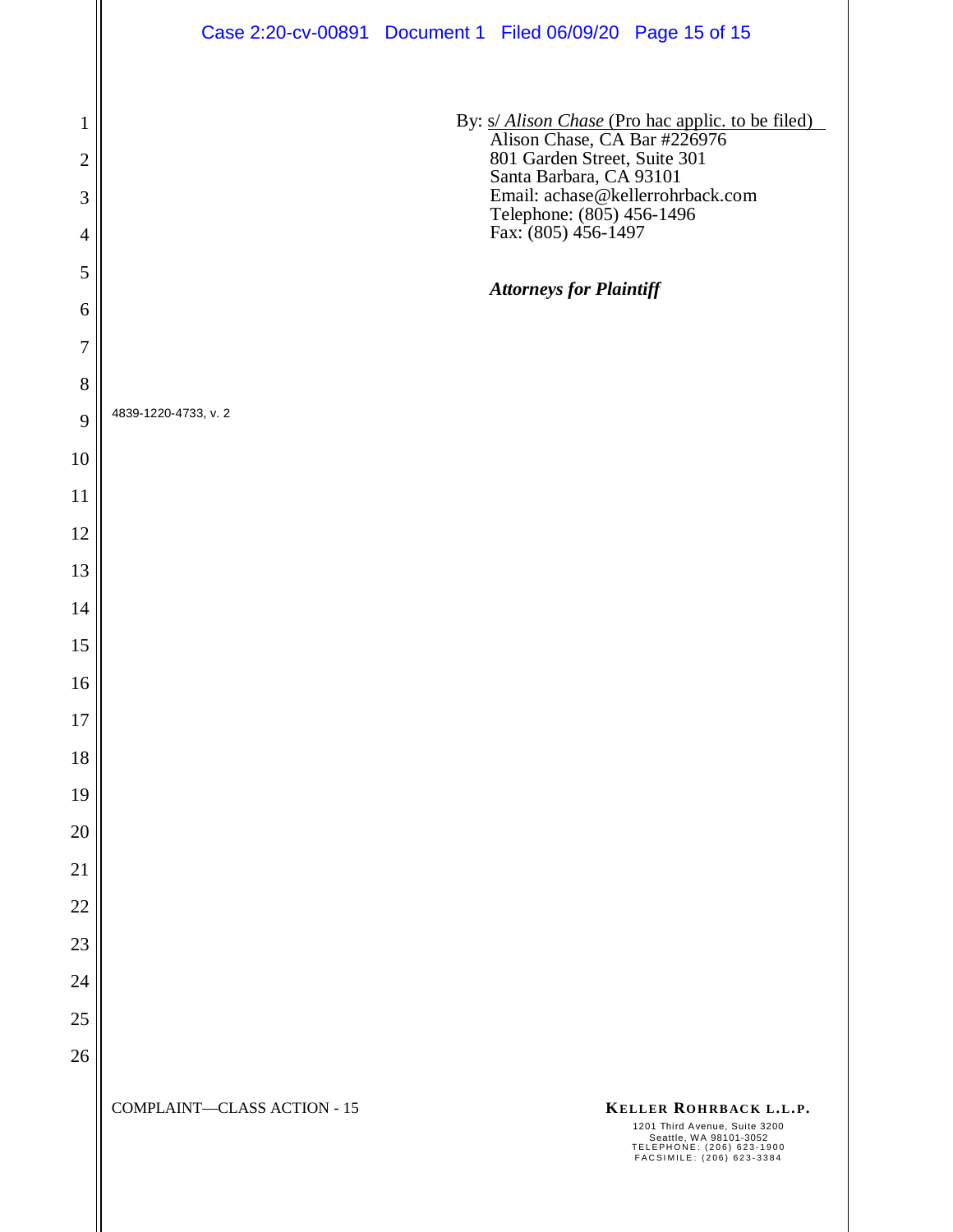By: s/ *Alison Chase* (Pro hac applic. to be filed)
Alison Chase, CA Bar #226976
801 Garden Street, Suite 301
Santa Barbara, CA 93101
Email: achase@kellerrohrback.com
Telephone: (805) 456-1496
Fax: (805) 456-1497

***Attorneys for Plaintiff***

4839-1220-4733, v. 2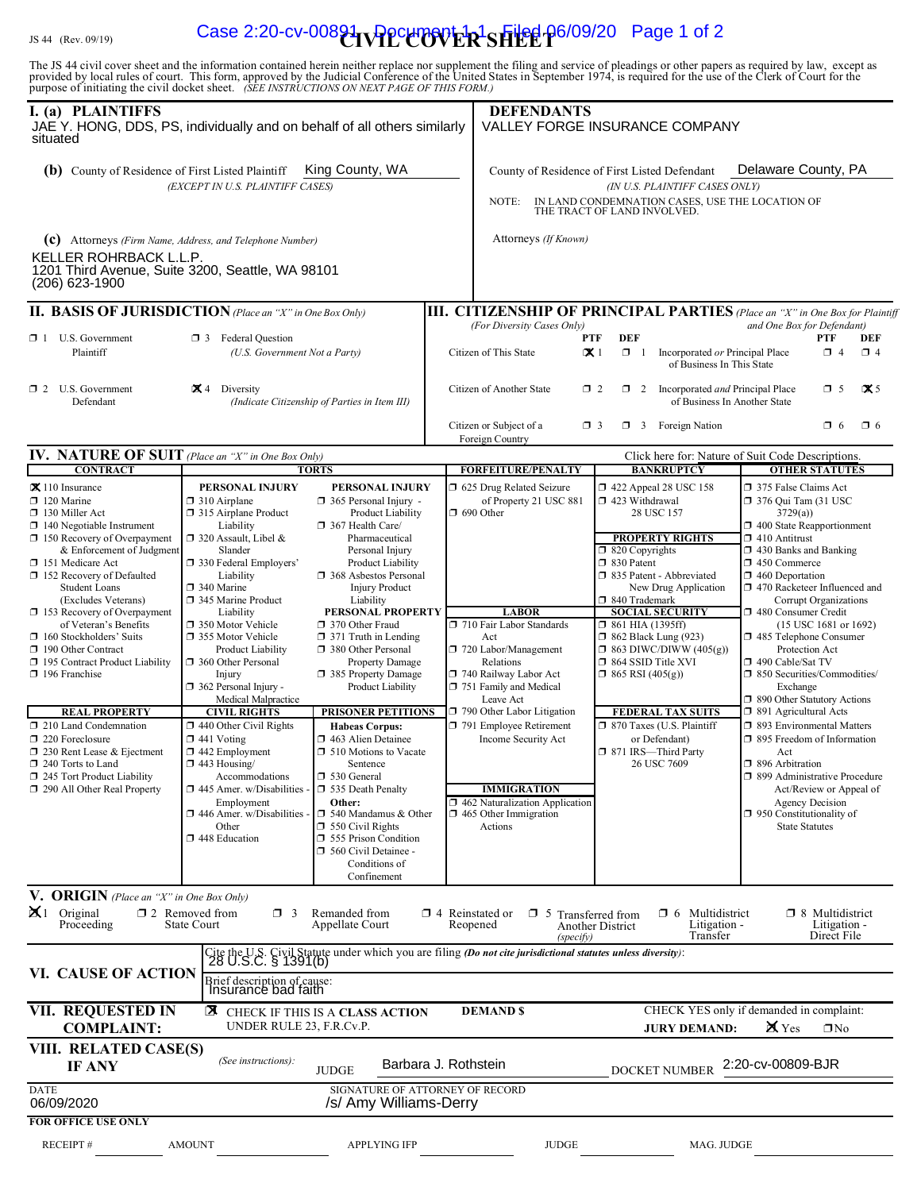JS 44 (Rev. 09/19)

# CIVIL COVER SHEET

The JS 44 civil cover sheet and the information contained herein neither replace nor supplement the filing and service of pleadings or other papers as required by law, except as provided by local rules of court. This form, approved by the Judicial Conference of the United States in September 1974, is required for the use of the Clerk of Court for the purpose of initiating the civil docket sheet. *(SEE INSTRUCTIONS ON NEXT PAGE OF THIS FORM.)*

## I. (a) PLAINTIFFS

JAE Y. HONG, DDS, PS, individually and on behalf of all others similarly situated

**(b)** County of Residence of First Listed Plaintiff: King County, WA
*(EXCEPT IN U.S. PLAINTIFF CASES)*

**(c)** Attorneys *(Firm Name, Address, and Telephone Number)*
KELLER ROHRBACK L.L.P.
1201 Third Avenue, Suite 3200, Seattle, WA 98101
(206) 623-1900

## DEFENDANTS

VALLEY FORGE INSURANCE COMPANY

County of Residence of First Listed Defendant: Delaware County, PA
*(IN U.S. PLAINTIFF CASES ONLY)*

NOTE: IN LAND CONDEMNATION CASES, USE THE LOCATION OF THE TRACT OF LAND INVOLVED.

Attorneys *(If Known)*

## II. BASIS OF JURISDICTION *(Place an "X" in One Box Only)*

- ☐ 1 U.S. Government Plaintiff
- ☐ 3 Federal Question (U.S. Government Not a Party)
- ☐ 2 U.S. Government Defendant
- ☒ 4 Diversity (Indicate Citizenship of Parties in Item III)

## III. CITIZENSHIP OF PRINCIPAL PARTIES *(Place an "X" in One Box for Plaintiff and One Box for Defendant)* *(For Diversity Cases Only)*

| | PTF | DEF | | PTF | DEF |
|---|---|---|---|---|---|
| Citizen of This State | ☒ 1 | ☐ 1 | Incorporated *or* Principal Place of Business In This State | ☐ 4 | ☐ 4 |
| Citizen of Another State | ☐ 2 | ☐ 2 | Incorporated *and* Principal Place of Business In Another State | ☐ 5 | ☒ 5 |
| Citizen or Subject of a Foreign Country | ☐ 3 | ☐ 3 | Foreign Nation | ☐ 6 | ☐ 6 |

## IV. NATURE OF SUIT *(Place an "X" in One Box Only)*

Click here for: Nature of Suit Code Descriptions.

**CONTRACT**
- ☒ 110 Insurance
- ☐ 120 Marine
- ☐ 130 Miller Act
- ☐ 140 Negotiable Instrument
- ☐ 150 Recovery of Overpayment & Enforcement of Judgment
- ☐ 151 Medicare Act
- ☐ 152 Recovery of Defaulted Student Loans (Excludes Veterans)
- ☐ 153 Recovery of Overpayment of Veteran's Benefits
- ☐ 160 Stockholders' Suits
- ☐ 190 Other Contract
- ☐ 195 Contract Product Liability
- ☐ 196 Franchise

**REAL PROPERTY**
- ☐ 210 Land Condemnation
- ☐ 220 Foreclosure
- ☐ 230 Rent Lease & Ejectment
- ☐ 240 Torts to Land
- ☐ 245 Tort Product Liability
- ☐ 290 All Other Real Property

**TORTS — PERSONAL INJURY**
- ☐ 310 Airplane
- ☐ 315 Airplane Product Liability
- ☐ 320 Assault, Libel & Slander
- ☐ 330 Federal Employers' Liability
- ☐ 340 Marine
- ☐ 345 Marine Product Liability
- ☐ 350 Motor Vehicle
- ☐ 355 Motor Vehicle Product Liability
- ☐ 360 Other Personal Injury
- ☐ 362 Personal Injury - Medical Malpractice

**PERSONAL INJURY**
- ☐ 365 Personal Injury - Product Liability
- ☐ 367 Health Care/ Pharmaceutical Personal Injury Product Liability
- ☐ 368 Asbestos Personal Injury Product Liability

**PERSONAL PROPERTY**
- ☐ 370 Other Fraud
- ☐ 371 Truth in Lending
- ☐ 380 Other Personal Property Damage
- ☐ 385 Property Damage Product Liability

**CIVIL RIGHTS**
- ☐ 440 Other Civil Rights
- ☐ 441 Voting
- ☐ 442 Employment
- ☐ 443 Housing/ Accommodations
- ☐ 445 Amer. w/Disabilities - Employment
- ☐ 446 Amer. w/Disabilities - Other
- ☐ 448 Education

**PRISONER PETITIONS**
Habeas Corpus:
- ☐ 463 Alien Detainee
- ☐ 510 Motions to Vacate Sentence
- ☐ 530 General
- ☐ 535 Death Penalty

Other:
- ☐ 540 Mandamus & Other
- ☐ 550 Civil Rights
- ☐ 555 Prison Condition
- ☐ 560 Civil Detainee - Conditions of Confinement

**FORFEITURE/PENALTY**
- ☐ 625 Drug Related Seizure of Property 21 USC 881
- ☐ 690 Other

**LABOR**
- ☐ 710 Fair Labor Standards Act
- ☐ 720 Labor/Management Relations
- ☐ 740 Railway Labor Act
- ☐ 751 Family and Medical Leave Act
- ☐ 790 Other Labor Litigation
- ☐ 791 Employee Retirement Income Security Act

**IMMIGRATION**
- ☐ 462 Naturalization Application
- ☐ 465 Other Immigration Actions

**BANKRUPTCY**
- ☐ 422 Appeal 28 USC 158
- ☐ 423 Withdrawal 28 USC 157

**PROPERTY RIGHTS**
- ☐ 820 Copyrights
- ☐ 830 Patent
- ☐ 835 Patent - Abbreviated New Drug Application
- ☐ 840 Trademark

**SOCIAL SECURITY**
- ☐ 861 HIA (1395ff)
- ☐ 862 Black Lung (923)
- ☐ 863 DIWC/DIWW (405(g))
- ☐ 864 SSID Title XVI
- ☐ 865 RSI (405(g))

**FEDERAL TAX SUITS**
- ☐ 870 Taxes (U.S. Plaintiff or Defendant)
- ☐ 871 IRS—Third Party 26 USC 7609

**OTHER STATUTES**
- ☐ 375 False Claims Act
- ☐ 376 Qui Tam (31 USC 3729(a))
- ☐ 400 State Reapportionment
- ☐ 410 Antitrust
- ☐ 430 Banks and Banking
- ☐ 450 Commerce
- ☐ 460 Deportation
- ☐ 470 Racketeer Influenced and Corrupt Organizations
- ☐ 480 Consumer Credit (15 USC 1681 or 1692)
- ☐ 485 Telephone Consumer Protection Act
- ☐ 490 Cable/Sat TV
- ☐ 850 Securities/Commodities/ Exchange
- ☐ 890 Other Statutory Actions
- ☐ 891 Agricultural Acts
- ☐ 893 Environmental Matters
- ☐ 895 Freedom of Information Act
- ☐ 896 Arbitration
- ☐ 899 Administrative Procedure Act/Review or Appeal of Agency Decision
- ☐ 950 Constitutionality of State Statutes

## V. ORIGIN *(Place an "X" in One Box Only)*

- ☒ 1 Original Proceeding
- ☐ 2 Removed from State Court
- ☐ 3 Remanded from Appellate Court
- ☐ 4 Reinstated or Reopened
- ☐ 5 Transferred from Another District *(specify)*
- ☐ 6 Multidistrict Litigation - Transfer
- ☐ 8 Multidistrict Litigation - Direct File

## VI. CAUSE OF ACTION

Cite the U.S. Civil Statute under which you are filing *(Do not cite jurisdictional statutes unless diversity)*:
28 U.S.C. § 1391(b)

Brief description of cause:
Insurance bad faith

## VII. REQUESTED IN COMPLAINT:

☒ CHECK IF THIS IS A **CLASS ACTION** UNDER RULE 23, F.R.Cv.P.

**DEMAND $**

CHECK YES only if demanded in complaint:
**JURY DEMAND:** ☒ Yes ☐ No

## VIII. RELATED CASE(S) IF ANY

*(See instructions)*: JUDGE Barbara J. Rothstein DOCKET NUMBER 2:20-cv-00809-BJR

DATE: 06/09/2020

SIGNATURE OF ATTORNEY OF RECORD: /s/ Amy Williams-Derry

**FOR OFFICE USE ONLY**

RECEIPT # ______ AMOUNT ______ APPLYING IFP ______ JUDGE ______ MAG. JUDGE ______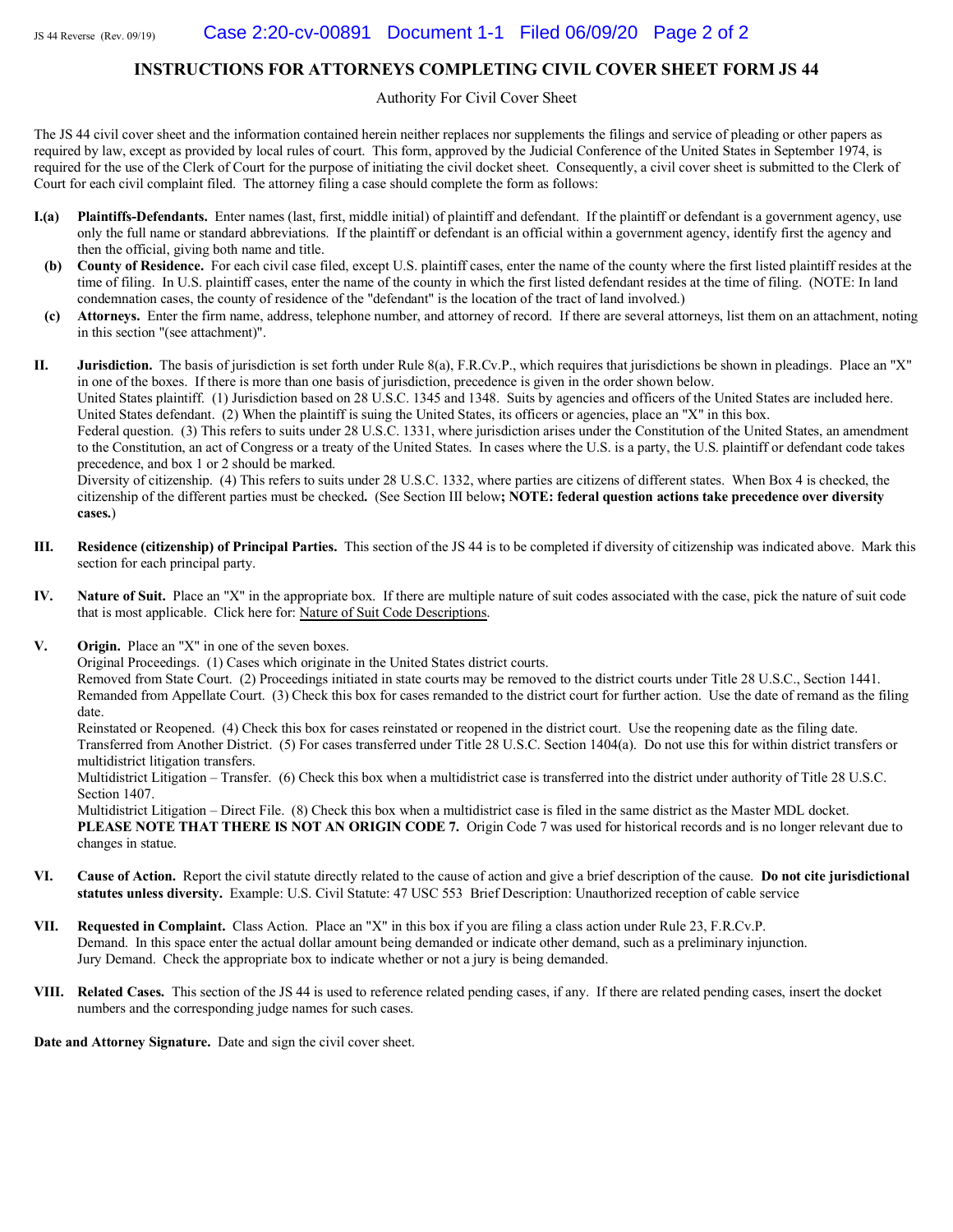# INSTRUCTIONS FOR ATTORNEYS COMPLETING CIVIL COVER SHEET FORM JS 44

Authority For Civil Cover Sheet

The JS 44 civil cover sheet and the information contained herein neither replaces nor supplements the filings and service of pleading or other papers as required by law, except as provided by local rules of court. This form, approved by the Judicial Conference of the United States in September 1974, is required for the use of the Clerk of Court for the purpose of initiating the civil docket sheet. Consequently, a civil cover sheet is submitted to the Clerk of Court for each civil complaint filed. The attorney filing a case should complete the form as follows:

**I.(a)** **Plaintiffs-Defendants.** Enter names (last, first, middle initial) of plaintiff and defendant. If the plaintiff or defendant is a government agency, use only the full name or standard abbreviations. If the plaintiff or defendant is an official within a government agency, identify first the agency and then the official, giving both name and title.

**(b)** **County of Residence.** For each civil case filed, except U.S. plaintiff cases, enter the name of the county where the first listed plaintiff resides at the time of filing. In U.S. plaintiff cases, enter the name of the county in which the first listed defendant resides at the time of filing. (NOTE: In land condemnation cases, the county of residence of the "defendant" is the location of the tract of land involved.)

**(c)** **Attorneys.** Enter the firm name, address, telephone number, and attorney of record. If there are several attorneys, list them on an attachment, noting in this section "(see attachment)".

**II.** **Jurisdiction.** The basis of jurisdiction is set forth under Rule 8(a), F.R.Cv.P., which requires that jurisdictions be shown in pleadings. Place an "X" in one of the boxes. If there is more than one basis of jurisdiction, precedence is given in the order shown below.
United States plaintiff. (1) Jurisdiction based on 28 U.S.C. 1345 and 1348. Suits by agencies and officers of the United States are included here.
United States defendant. (2) When the plaintiff is suing the United States, its officers or agencies, place an "X" in this box.
Federal question. (3) This refers to suits under 28 U.S.C. 1331, where jurisdiction arises under the Constitution of the United States, an amendment to the Constitution, an act of Congress or a treaty of the United States. In cases where the U.S. is a party, the U.S. plaintiff or defendant code takes precedence, and box 1 or 2 should be marked.
Diversity of citizenship. (4) This refers to suits under 28 U.S.C. 1332, where parties are citizens of different states. When Box 4 is checked, the citizenship of the different parties must be checked**.** (See Section III below**; NOTE: federal question actions take precedence over diversity cases.**)

**III.** **Residence (citizenship) of Principal Parties.** This section of the JS 44 is to be completed if diversity of citizenship was indicated above. Mark this section for each principal party.

**IV.** **Nature of Suit.** Place an "X" in the appropriate box. If there are multiple nature of suit codes associated with the case, pick the nature of suit code that is most applicable. Click here for: Nature of Suit Code Descriptions.

**V.** **Origin.** Place an "X" in one of the seven boxes.
Original Proceedings. (1) Cases which originate in the United States district courts.
Removed from State Court. (2) Proceedings initiated in state courts may be removed to the district courts under Title 28 U.S.C., Section 1441.
Remanded from Appellate Court. (3) Check this box for cases remanded to the district court for further action. Use the date of remand as the filing date.
Reinstated or Reopened. (4) Check this box for cases reinstated or reopened in the district court. Use the reopening date as the filing date.
Transferred from Another District. (5) For cases transferred under Title 28 U.S.C. Section 1404(a). Do not use this for within district transfers or multidistrict litigation transfers.
Multidistrict Litigation – Transfer. (6) Check this box when a multidistrict case is transferred into the district under authority of Title 28 U.S.C. Section 1407.
Multidistrict Litigation – Direct File. (8) Check this box when a multidistrict case is filed in the same district as the Master MDL docket.
**PLEASE NOTE THAT THERE IS NOT AN ORIGIN CODE 7.** Origin Code 7 was used for historical records and is no longer relevant due to changes in statue.

**VI.** **Cause of Action.** Report the civil statute directly related to the cause of action and give a brief description of the cause. **Do not cite jurisdictional statutes unless diversity.** Example: U.S. Civil Statute: 47 USC 553 Brief Description: Unauthorized reception of cable service

**VII.** **Requested in Complaint.** Class Action. Place an "X" in this box if you are filing a class action under Rule 23, F.R.Cv.P.
Demand. In this space enter the actual dollar amount being demanded or indicate other demand, such as a preliminary injunction.
Jury Demand. Check the appropriate box to indicate whether or not a jury is being demanded.

**VIII.** **Related Cases.** This section of the JS 44 is used to reference related pending cases, if any. If there are related pending cases, insert the docket numbers and the corresponding judge names for such cases.

**Date and Attorney Signature.** Date and sign the civil cover sheet.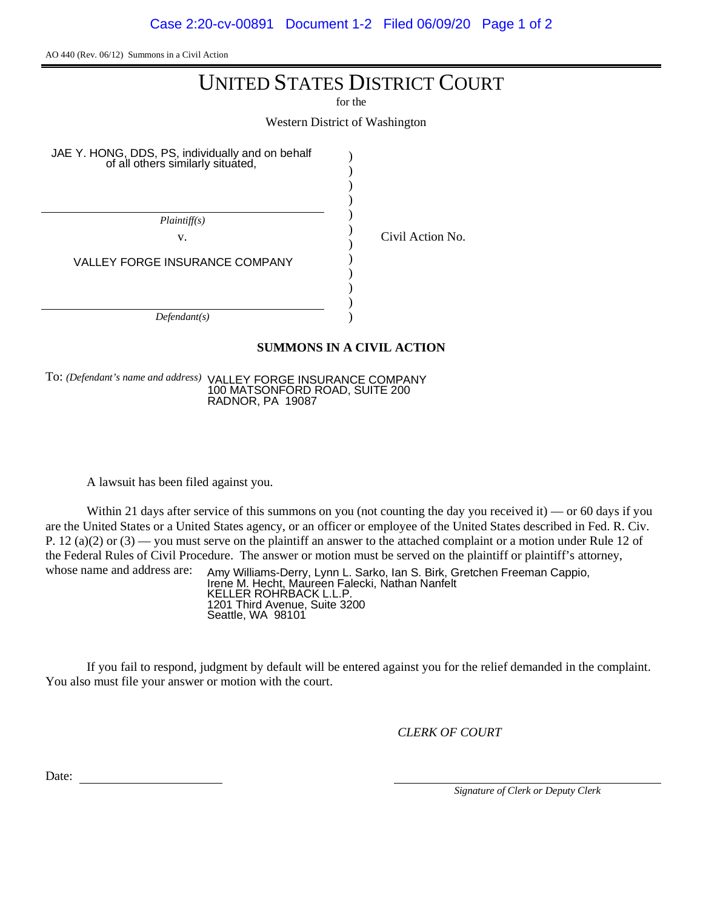AO 440 (Rev. 06/12) Summons in a Civil Action

# UNITED STATES DISTRICT COURT

for the

Western District of Washington

| | | |
|---|---|---|
| JAE Y. HONG, DDS, PS, individually and on behalf of all others similarly situated, | ) | |
| *Plaintiff(s)* | ) | |
| v. | ) | Civil Action No. |
| VALLEY FORGE INSURANCE COMPANY | ) | |
| *Defendant(s)* | ) | |

## SUMMONS IN A CIVIL ACTION

To: *(Defendant's name and address)* VALLEY FORGE INSURANCE COMPANY
100 MATSONFORD ROAD, SUITE 200
RADNOR, PA 19087

A lawsuit has been filed against you.

Within 21 days after service of this summons on you (not counting the day you received it) — or 60 days if you are the United States or a United States agency, or an officer or employee of the United States described in Fed. R. Civ. P. 12 (a)(2) or (3) — you must serve on the plaintiff an answer to the attached complaint or a motion under Rule 12 of the Federal Rules of Civil Procedure. The answer or motion must be served on the plaintiff or plaintiff's attorney, whose name and address are: Amy Williams-Derry, Lynn L. Sarko, Ian S. Birk, Gretchen Freeman Cappio, Irene M. Hecht, Maureen Falecki, Nathan Nanfelt
KELLER ROHRBACK L.L.P.
1201 Third Avenue, Suite 3200
Seattle, WA 98101

If you fail to respond, judgment by default will be entered against you for the relief demanded in the complaint. You also must file your answer or motion with the court.

*CLERK OF COURT*

Date: ______________________

______________________
*Signature of Clerk or Deputy Clerk*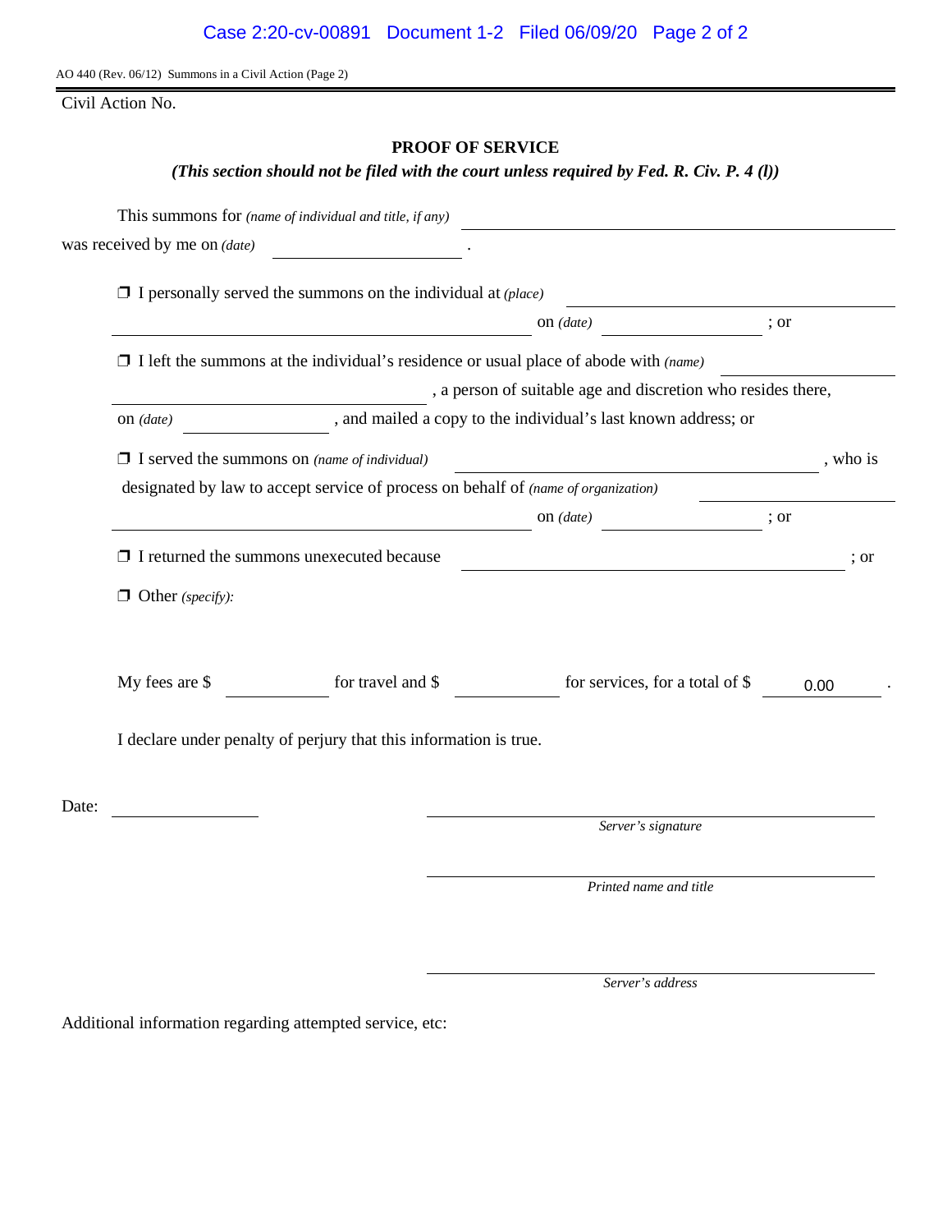AO 440 (Rev. 06/12) Summons in a Civil Action (Page 2)

Civil Action No.

## PROOF OF SERVICE

***(This section should not be filed with the court unless required by Fed. R. Civ. P. 4 (l))***

This summons for *(name of individual and title, if any)* \_\_\_\_\_\_\_\_\_\_\_\_\_\_\_\_\_\_\_\_

was received by me on *(date)* \_\_\_\_\_\_\_\_\_\_\_\_ .

❒ I personally served the summons on the individual at *(place)* \_\_\_\_\_\_\_\_\_\_\_\_\_\_\_\_\_\_\_\_

\_\_\_\_\_\_\_\_\_\_\_\_\_\_\_\_\_\_\_\_ on *(date)* \_\_\_\_\_\_\_\_\_\_\_\_ ; or

❒ I left the summons at the individual's residence or usual place of abode with *(name)* \_\_\_\_\_\_\_\_\_\_\_\_

\_\_\_\_\_\_\_\_\_\_\_\_\_\_\_\_\_\_\_\_ , a person of suitable age and discretion who resides there,

on *(date)* \_\_\_\_\_\_\_\_\_\_\_\_ , and mailed a copy to the individual's last known address; or

❒ I served the summons on *(name of individual)* \_\_\_\_\_\_\_\_\_\_\_\_\_\_\_\_\_\_\_\_ , who is

designated by law to accept service of process on behalf of *(name of organization)* \_\_\_\_\_\_\_\_\_\_\_\_

\_\_\_\_\_\_\_\_\_\_\_\_\_\_\_\_\_\_\_\_ on *(date)* \_\_\_\_\_\_\_\_\_\_\_\_ ; or

❒ I returned the summons unexecuted because \_\_\_\_\_\_\_\_\_\_\_\_\_\_\_\_\_\_\_\_ ; or

❒ Other *(specify)*:

My fees are $ \_\_\_\_\_\_\_\_ for travel and $ \_\_\_\_\_\_\_\_ for services, for a total of $ 0.00 .

I declare under penalty of perjury that this information is true.

Date: \_\_\_\_\_\_\_\_\_\_\_\_

\_\_\_\_\_\_\_\_\_\_\_\_\_\_\_\_\_\_\_\_
*Server's signature*

\_\_\_\_\_\_\_\_\_\_\_\_\_\_\_\_\_\_\_\_
*Printed name and title*

\_\_\_\_\_\_\_\_\_\_\_\_\_\_\_\_\_\_\_\_
*Server's address*

Additional information regarding attempted service, etc: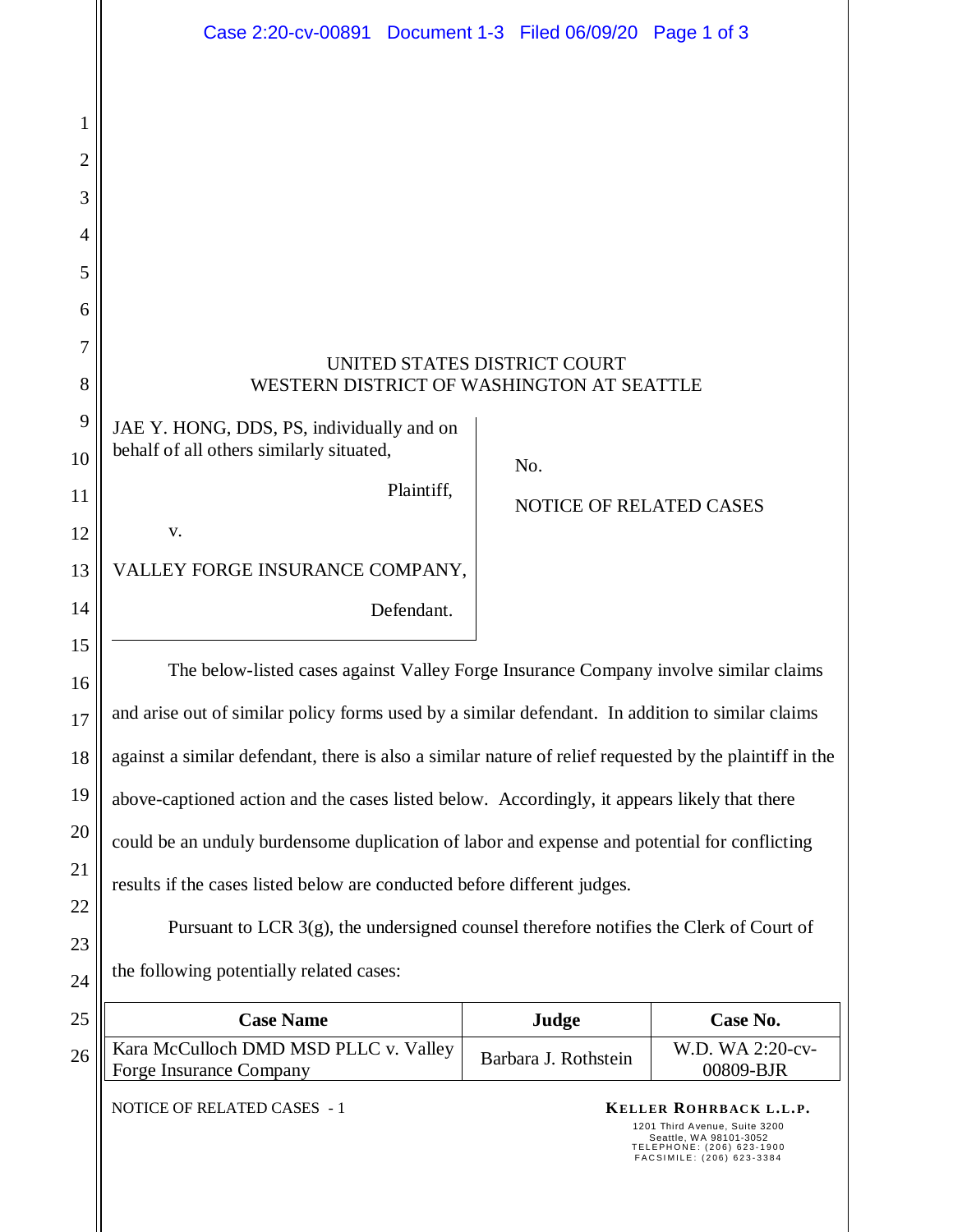UNITED STATES DISTRICT COURT
WESTERN DISTRICT OF WASHINGTON AT SEATTLE

JAE Y. HONG, DDS, PS, individually and on behalf of all others similarly situated,

Plaintiff,

v.

VALLEY FORGE INSURANCE COMPANY,

Defendant.

No.

NOTICE OF RELATED CASES

The below-listed cases against Valley Forge Insurance Company involve similar claims and arise out of similar policy forms used by a similar defendant. In addition to similar claims against a similar defendant, there is also a similar nature of relief requested by the plaintiff in the above-captioned action and the cases listed below. Accordingly, it appears likely that there could be an unduly burdensome duplication of labor and expense and potential for conflicting results if the cases listed below are conducted before different judges.

Pursuant to LCR 3(g), the undersigned counsel therefore notifies the Clerk of Court of the following potentially related cases:

| Case Name | Judge | Case No. |
|---|---|---|
| Kara McCulloch DMD MSD PLLC v. Valley Forge Insurance Company | Barbara J. Rothstein | W.D. WA 2:20-cv-00809-BJR |

NOTICE OF RELATED CASES - 1

**KELLER ROHRBACK L.L.P.**
1201 Third Avenue, Suite 3200
Seattle, WA 98101-3052
TELEPHONE: (206) 623-1900
FACSIMILE: (206) 623-3384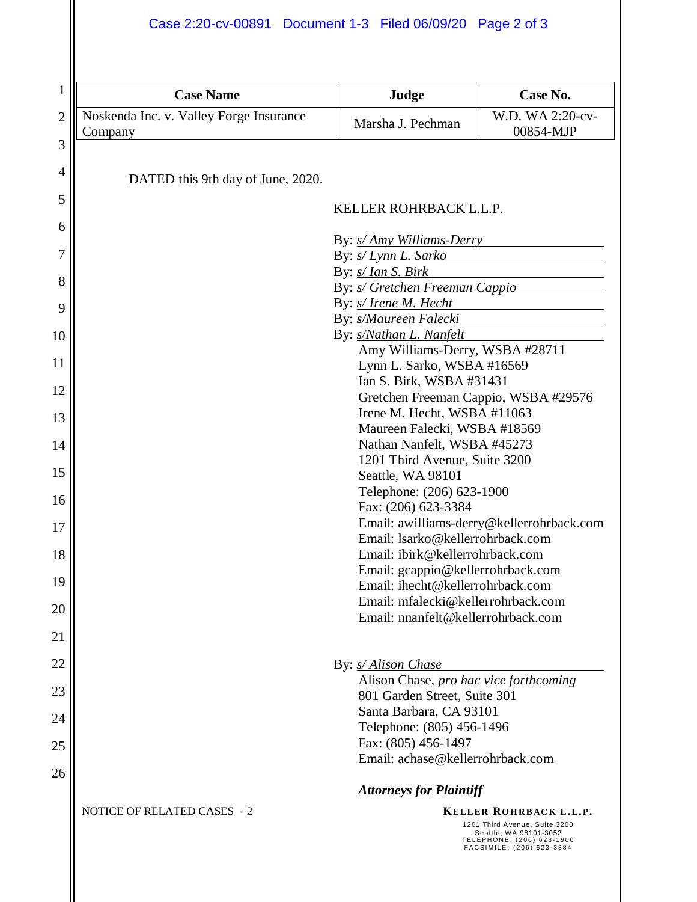| Case Name | Judge | Case No. |
|---|---|---|
| Noskenda Inc. v. Valley Forge Insurance Company | Marsha J. Pechman | W.D. WA 2:20-cv-00854-MJP |

DATED this 9th day of June, 2020.

KELLER ROHRBACK L.L.P.

By: *s/ Amy Williams-Derry*
By: *s/ Lynn L. Sarko*
By: *s/ Ian S. Birk*
By: *s/ Gretchen Freeman Cappio*
By: *s/ Irene M. Hecht*
By: *s/Maureen Falecki*
By: *s/Nathan L. Nanfelt*

Amy Williams-Derry, WSBA #28711
Lynn L. Sarko, WSBA #16569
Ian S. Birk, WSBA #31431
Gretchen Freeman Cappio, WSBA #29576
Irene M. Hecht, WSBA #11063
Maureen Falecki, WSBA #18569
Nathan Nanfelt, WSBA #45273
1201 Third Avenue, Suite 3200
Seattle, WA 98101
Telephone: (206) 623-1900
Fax: (206) 623-3384
Email: awilliams-derry@kellerrohrback.com
Email: lsarko@kellerrohrback.com
Email: ibirk@kellerrohrback.com
Email: gcappio@kellerrohrback.com
Email: ihecht@kellerrohrback.com
Email: mfalecki@kellerrohrback.com
Email: nnanfelt@kellerrohrback.com

By: *s/ Alison Chase*

Alison Chase, *pro hac vice forthcoming*
801 Garden Street, Suite 301
Santa Barbara, CA 93101
Telephone: (805) 456-1496
Fax: (805) 456-1497
Email: achase@kellerrohrback.com

***Attorneys for Plaintiff***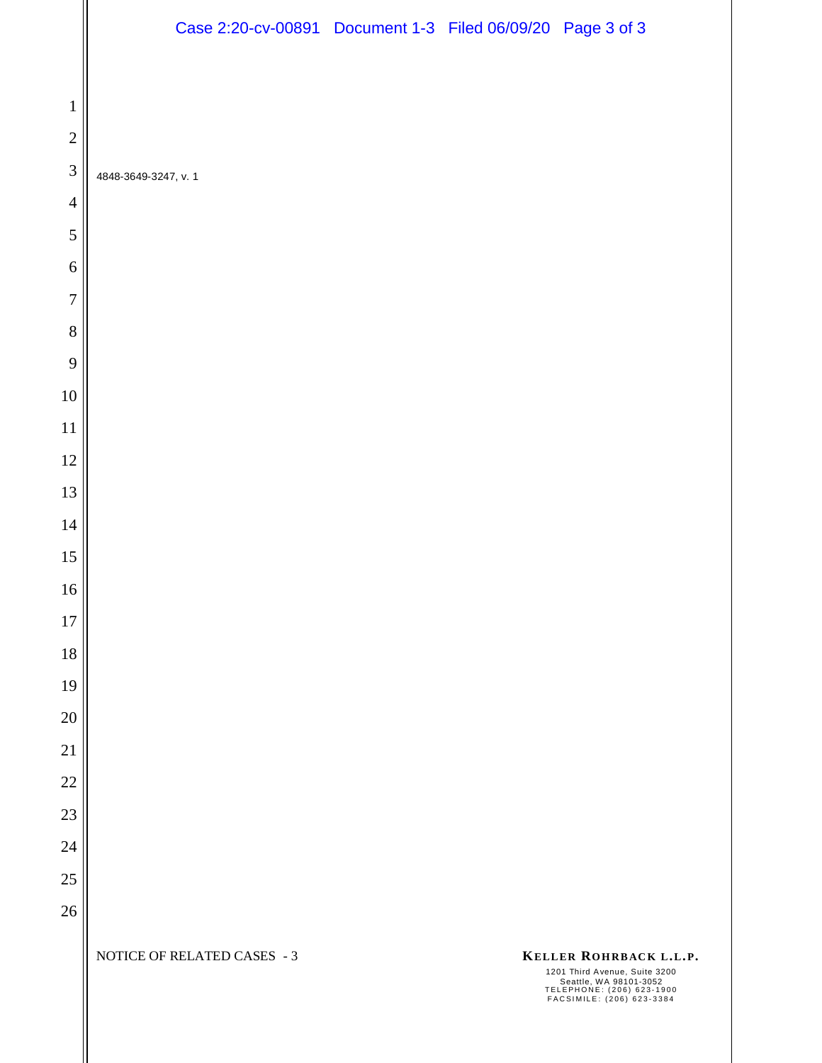4848-3649-3247, v. 1